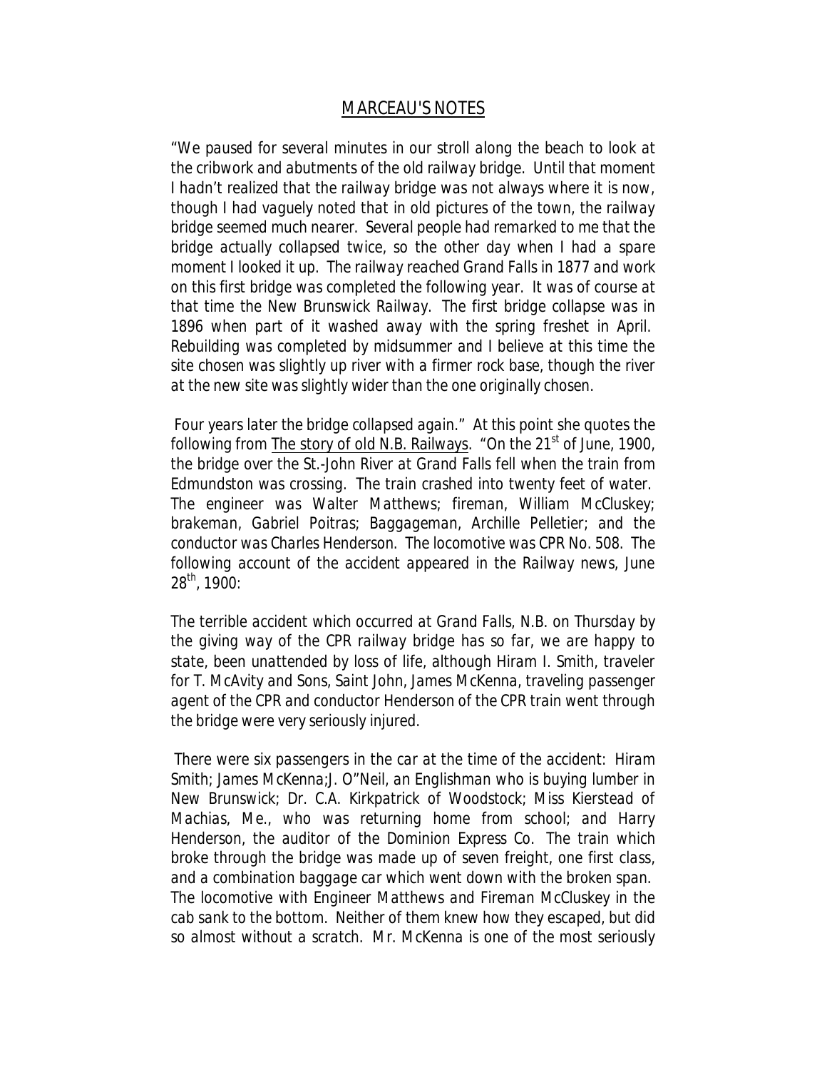## MARCEAU'S NOTES

"We paused for several minutes in our stroll along the beach to look at the cribwork and abutments of the old railway bridge. Until that moment I hadn't realized that the railway bridge was not always where it is now, though I had vaguely noted that in old pictures of the town, the railway bridge seemed much nearer. Several people had remarked to me that the bridge actually collapsed twice, so the other day when I had a spare moment I looked it up. The railway reached Grand Falls in 1877 and work on this first bridge was completed the following year. It was of course at that time the New Brunswick Railway. The first bridge collapse was in 1896 when part of it washed away with the spring freshet in April. Rebuilding was completed by midsummer and I believe at this time the site chosen was slightly up river with a firmer rock base, though the river at the new site was slightly wider than the one originally chosen.

Four years later the bridge collapsed again." At this point she quotes the following from The story of old N.B. Railways. "On the 21st of June, 1900, the bridge over the St.-John River at Grand Falls fell when the train from Edmundston was crossing. The train crashed into twenty feet of water. The engineer was Walter Matthews; fireman, William McCluskey; brakeman, Gabriel Poitras; Baggageman, Archille Pelletier; and the conductor was Charles Henderson. The locomotive was CPR No. 508. The following account of the accident appeared in the Railway news, June 28th, 1900:

The terrible accident which occurred at Grand Falls, N.B. on Thursday by the giving way of the CPR railway bridge has so far, we are happy to state, been unattended by loss of life, although Hiram I. Smith, traveler for T. McAvity and Sons, Saint John, James McKenna, traveling passenger agent of the CPR and conductor Henderson of the CPR train went through the bridge were very seriously injured.

There were six passengers in the car at the time of the accident: Hiram Smith; James McKenna;J. O"Neil, an Englishman who is buying lumber in New Brunswick; Dr. C.A. Kirkpatrick of Woodstock; Miss Kierstead of Machias, Me., who was returning home from school; and Harry Henderson, the auditor of the Dominion Express Co. The train which broke through the bridge was made up of seven freight, one first class, and a combination baggage car which went down with the broken span. The locomotive with Engineer Matthews and Fireman McCluskey in the cab sank to the bottom. Neither of them knew how they escaped, but did so almost without a scratch. Mr. McKenna is one of the most seriously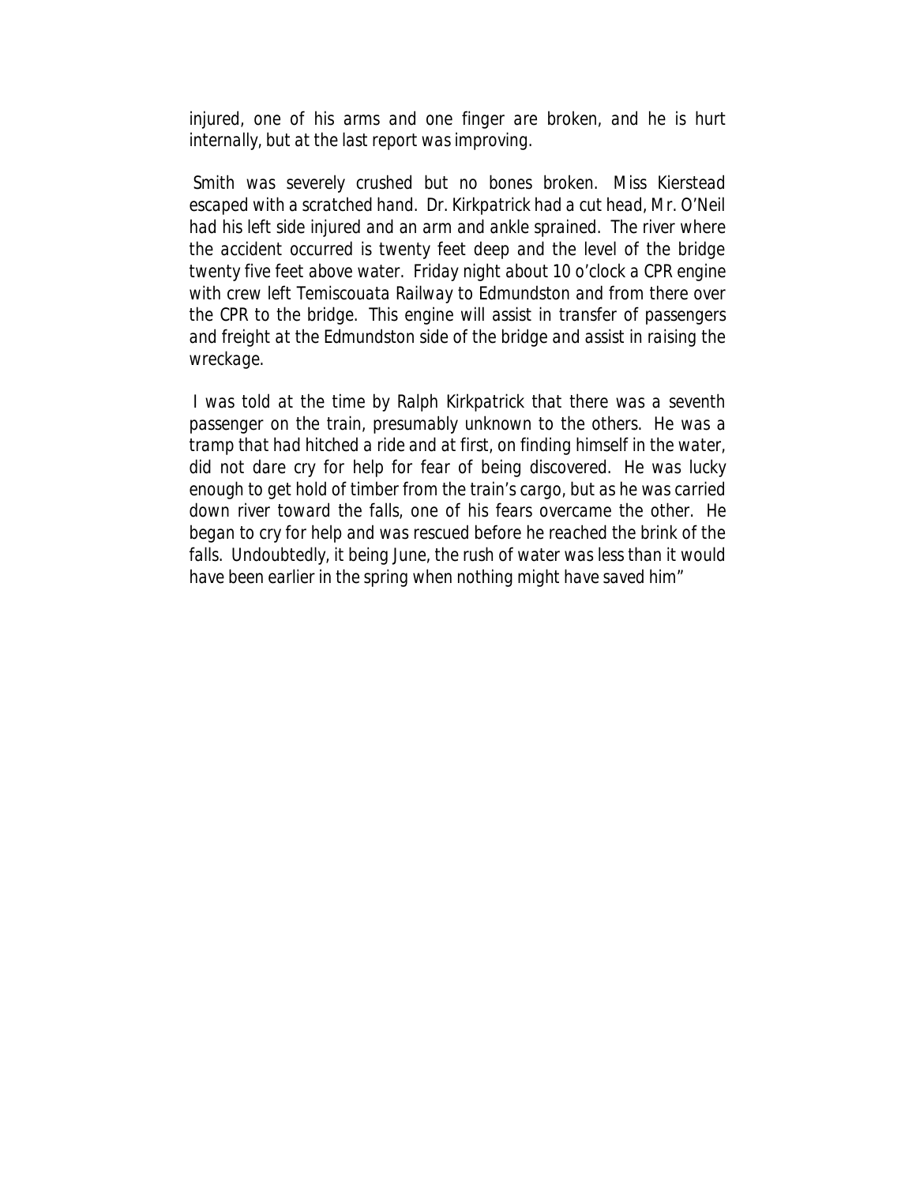injured, one of his arms and one finger are broken, and he is hurt internally, but at the last report was improving.

Smith was severely crushed but no bones broken. Miss Kierstead escaped with a scratched hand. Dr. Kirkpatrick had a cut head, Mr. O'Neil had his left side injured and an arm and ankle sprained. The river where the accident occurred is twenty feet deep and the level of the bridge twenty five feet above water. Friday night about 10 o'clock a CPR engine with crew left Temiscouata Railway to Edmundston and from there over the CPR to the bridge. This engine will assist in transfer of passengers and freight at the Edmundston side of the bridge and assist in raising the wreckage.

I was told at the time by Ralph Kirkpatrick that there was a seventh passenger on the train, presumably unknown to the others. He was a tramp that had hitched a ride and at first, on finding himself in the water, did not dare cry for help for fear of being discovered. He was lucky enough to get hold of timber from the train's cargo, but as he was carried down river toward the falls, one of his fears overcame the other. He began to cry for help and was rescued before he reached the brink of the falls. Undoubtedly, it being June, the rush of water was less than it would have been earlier in the spring when nothing might have saved him"